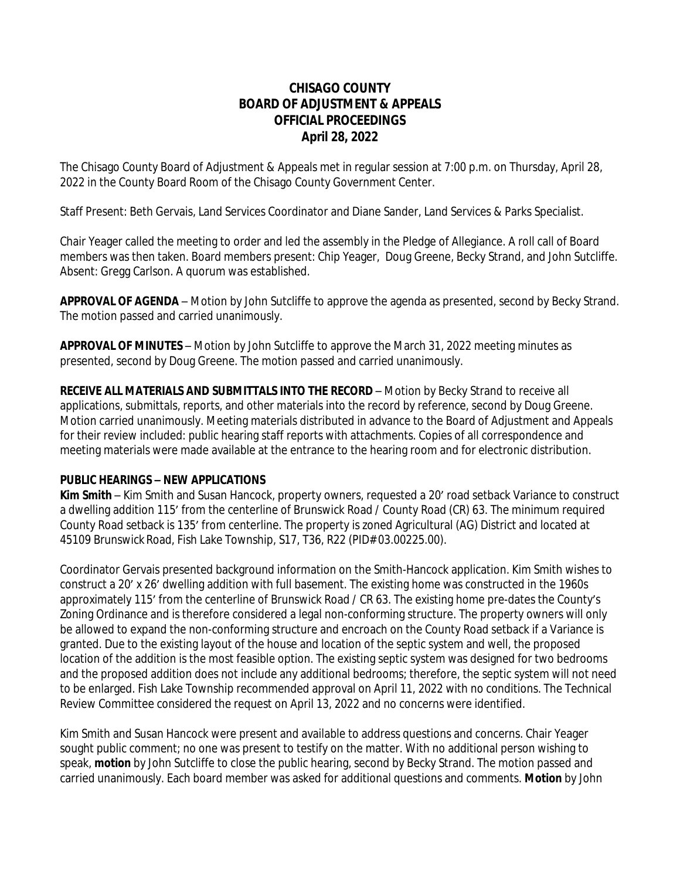# CHISAGO COUNTY
# BOARD OF ADJUSTMENT & APPEALS
# OFFICIAL PROCEEDINGS
## April 28, 2022

The Chisago County Board of Adjustment & Appeals met in regular session at 7:00 p.m. on Thursday, April 28, 2022 in the County Board Room of the Chisago County Government Center.

Staff Present: Beth Gervais, Land Services Coordinator and Diane Sander, Land Services & Parks Specialist.

Chair Yeager called the meeting to order and led the assembly in the Pledge of Allegiance. A roll call of Board members was then taken. Board members present: Chip Yeager, Doug Greene, Becky Strand, and John Sutcliffe. Absent: Gregg Carlson. A quorum was established.

**APPROVAL OF AGENDA** – Motion by John Sutcliffe to approve the agenda as presented, second by Becky Strand. The motion passed and carried unanimously.

**APPROVAL OF MINUTES** – Motion by John Sutcliffe to approve the March 31, 2022 meeting minutes as presented, second by Doug Greene. The motion passed and carried unanimously.

**RECEIVE ALL MATERIALS AND SUBMITTALS INTO THE RECORD** – Motion by Becky Strand to receive all applications, submittals, reports, and other materials into the record by reference, second by Doug Greene. Motion carried unanimously. Meeting materials distributed in advance to the Board of Adjustment and Appeals for their review included: public hearing staff reports with attachments. Copies of all correspondence and meeting materials were made available at the entrance to the hearing room and for electronic distribution.

**PUBLIC HEARINGS – NEW APPLICATIONS**

**Kim Smith** – Kim Smith and Susan Hancock, property owners, requested a 20' road setback Variance to construct a dwelling addition 115' from the centerline of Brunswick Road / County Road (CR) 63. The minimum required County Road setback is 135' from centerline. The property is zoned Agricultural (AG) District and located at 45109 Brunswick Road, Fish Lake Township, S17, T36, R22 (PID# 03.00225.00).

Coordinator Gervais presented background information on the Smith-Hancock application. Kim Smith wishes to construct a 20' x 26' dwelling addition with full basement. The existing home was constructed in the 1960s approximately 115' from the centerline of Brunswick Road / CR 63. The existing home pre-dates the County's Zoning Ordinance and is therefore considered a legal non-conforming structure. The property owners will only be allowed to expand the non-conforming structure and encroach on the County Road setback if a Variance is granted. Due to the existing layout of the house and location of the septic system and well, the proposed location of the addition is the most feasible option. The existing septic system was designed for two bedrooms and the proposed addition does not include any additional bedrooms; therefore, the septic system will not need to be enlarged. Fish Lake Township recommended approval on April 11, 2022 with no conditions. The Technical Review Committee considered the request on April 13, 2022 and no concerns were identified.

Kim Smith and Susan Hancock were present and available to address questions and concerns. Chair Yeager sought public comment; no one was present to testify on the matter. With no additional person wishing to speak, **motion** by John Sutcliffe to close the public hearing, second by Becky Strand. The motion passed and carried unanimously. Each board member was asked for additional questions and comments. **Motion** by John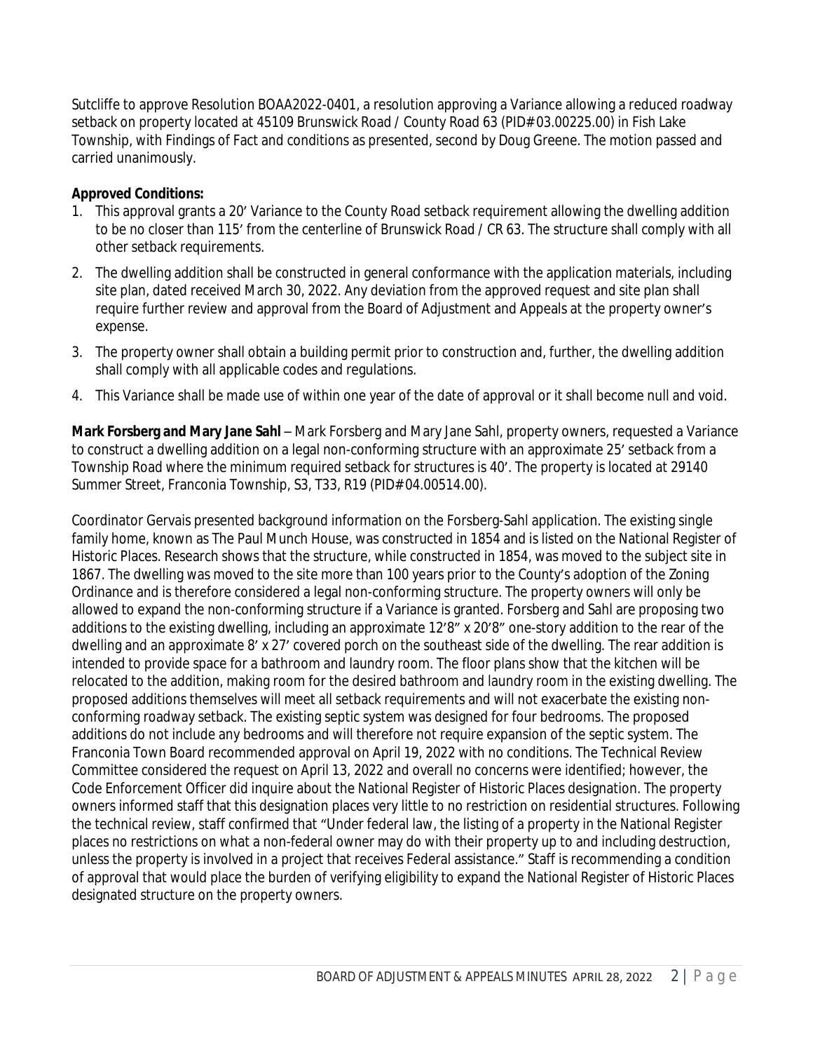Sutcliffe to approve Resolution BOAA2022-0401, a resolution approving a Variance allowing a reduced roadway setback on property located at 45109 Brunswick Road / County Road 63 (PID# 03.00225.00) in Fish Lake Township, with Findings of Fact and conditions as presented, second by Doug Greene. The motion passed and carried unanimously.

**Approved Conditions:**

1. This approval grants a 20' Variance to the County Road setback requirement allowing the dwelling addition to be no closer than 115' from the centerline of Brunswick Road / CR 63. The structure shall comply with all other setback requirements.
2. The dwelling addition shall be constructed in general conformance with the application materials, including site plan, dated received March 30, 2022. Any deviation from the approved request and site plan shall require further review and approval from the Board of Adjustment and Appeals at the property owner's expense.
3. The property owner shall obtain a building permit prior to construction and, further, the dwelling addition shall comply with all applicable codes and regulations.
4. This Variance shall be made use of within one year of the date of approval or it shall become null and void.

**Mark Forsberg and Mary Jane Sahl** – Mark Forsberg and Mary Jane Sahl, property owners, requested a Variance to construct a dwelling addition on a legal non-conforming structure with an approximate 25' setback from a Township Road where the minimum required setback for structures is 40'. The property is located at 29140 Summer Street, Franconia Township, S3, T33, R19 (PID# 04.00514.00).

Coordinator Gervais presented background information on the Forsberg-Sahl application. The existing single family home, known as The Paul Munch House, was constructed in 1854 and is listed on the National Register of Historic Places. Research shows that the structure, while constructed in 1854, was moved to the subject site in 1867. The dwelling was moved to the site more than 100 years prior to the County's adoption of the Zoning Ordinance and is therefore considered a legal non-conforming structure. The property owners will only be allowed to expand the non-conforming structure if a Variance is granted. Forsberg and Sahl are proposing two additions to the existing dwelling, including an approximate 12'8" x 20'8" one-story addition to the rear of the dwelling and an approximate 8' x 27' covered porch on the southeast side of the dwelling. The rear addition is intended to provide space for a bathroom and laundry room. The floor plans show that the kitchen will be relocated to the addition, making room for the desired bathroom and laundry room in the existing dwelling. The proposed additions themselves will meet all setback requirements and will not exacerbate the existing non-conforming roadway setback. The existing septic system was designed for four bedrooms. The proposed additions do not include any bedrooms and will therefore not require expansion of the septic system. The Franconia Town Board recommended approval on April 19, 2022 with no conditions. The Technical Review Committee considered the request on April 13, 2022 and overall no concerns were identified; however, the Code Enforcement Officer did inquire about the National Register of Historic Places designation. The property owners informed staff that this designation places very little to no restriction on residential structures. Following the technical review, staff confirmed that "Under federal law, the listing of a property in the National Register places no restrictions on what a non-federal owner may do with their property up to and including destruction, unless the property is involved in a project that receives Federal assistance." Staff is recommending a condition of approval that would place the burden of verifying eligibility to expand the National Register of Historic Places designated structure on the property owners.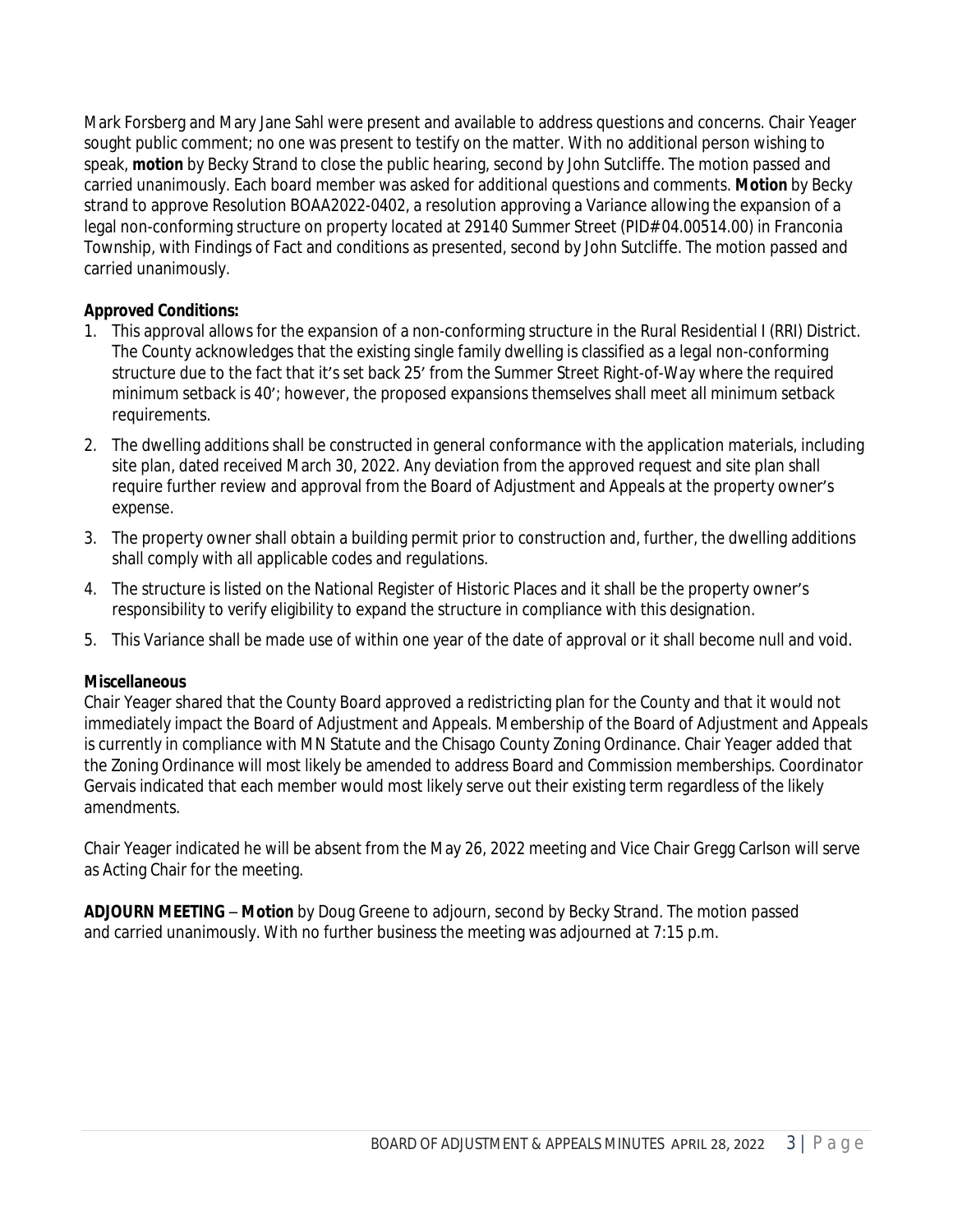Mark Forsberg and Mary Jane Sahl were present and available to address questions and concerns. Chair Yeager sought public comment; no one was present to testify on the matter. With no additional person wishing to speak, **motion** by Becky Strand to close the public hearing, second by John Sutcliffe. The motion passed and carried unanimously. Each board member was asked for additional questions and comments. **Motion** by Becky strand to approve Resolution BOAA2022-0402, a resolution approving a Variance allowing the expansion of a legal non-conforming structure on property located at 29140 Summer Street (PID# 04.00514.00) in Franconia Township, with Findings of Fact and conditions as presented, second by John Sutcliffe. The motion passed and carried unanimously.

**Approved Conditions:**

1. This approval allows for the expansion of a non-conforming structure in the Rural Residential I (RRI) District. The County acknowledges that the existing single family dwelling is classified as a legal non-conforming structure due to the fact that it's set back 25' from the Summer Street Right-of-Way where the required minimum setback is 40'; however, the proposed expansions themselves shall meet all minimum setback requirements.
2. The dwelling additions shall be constructed in general conformance with the application materials, including site plan, dated received March 30, 2022. Any deviation from the approved request and site plan shall require further review and approval from the Board of Adjustment and Appeals at the property owner's expense.
3. The property owner shall obtain a building permit prior to construction and, further, the dwelling additions shall comply with all applicable codes and regulations.
4. The structure is listed on the National Register of Historic Places and it shall be the property owner's responsibility to verify eligibility to expand the structure in compliance with this designation.
5. This Variance shall be made use of within one year of the date of approval or it shall become null and void.

**Miscellaneous**

Chair Yeager shared that the County Board approved a redistricting plan for the County and that it would not immediately impact the Board of Adjustment and Appeals. Membership of the Board of Adjustment and Appeals is currently in compliance with MN Statute and the Chisago County Zoning Ordinance. Chair Yeager added that the Zoning Ordinance will most likely be amended to address Board and Commission memberships. Coordinator Gervais indicated that each member would most likely serve out their existing term regardless of the likely amendments.

Chair Yeager indicated he will be absent from the May 26, 2022 meeting and Vice Chair Gregg Carlson will serve as Acting Chair for the meeting.

**ADJOURN MEETING** – **Motion** by Doug Greene to adjourn, second by Becky Strand. The motion passed and carried unanimously. With no further business the meeting was adjourned at 7:15 p.m.